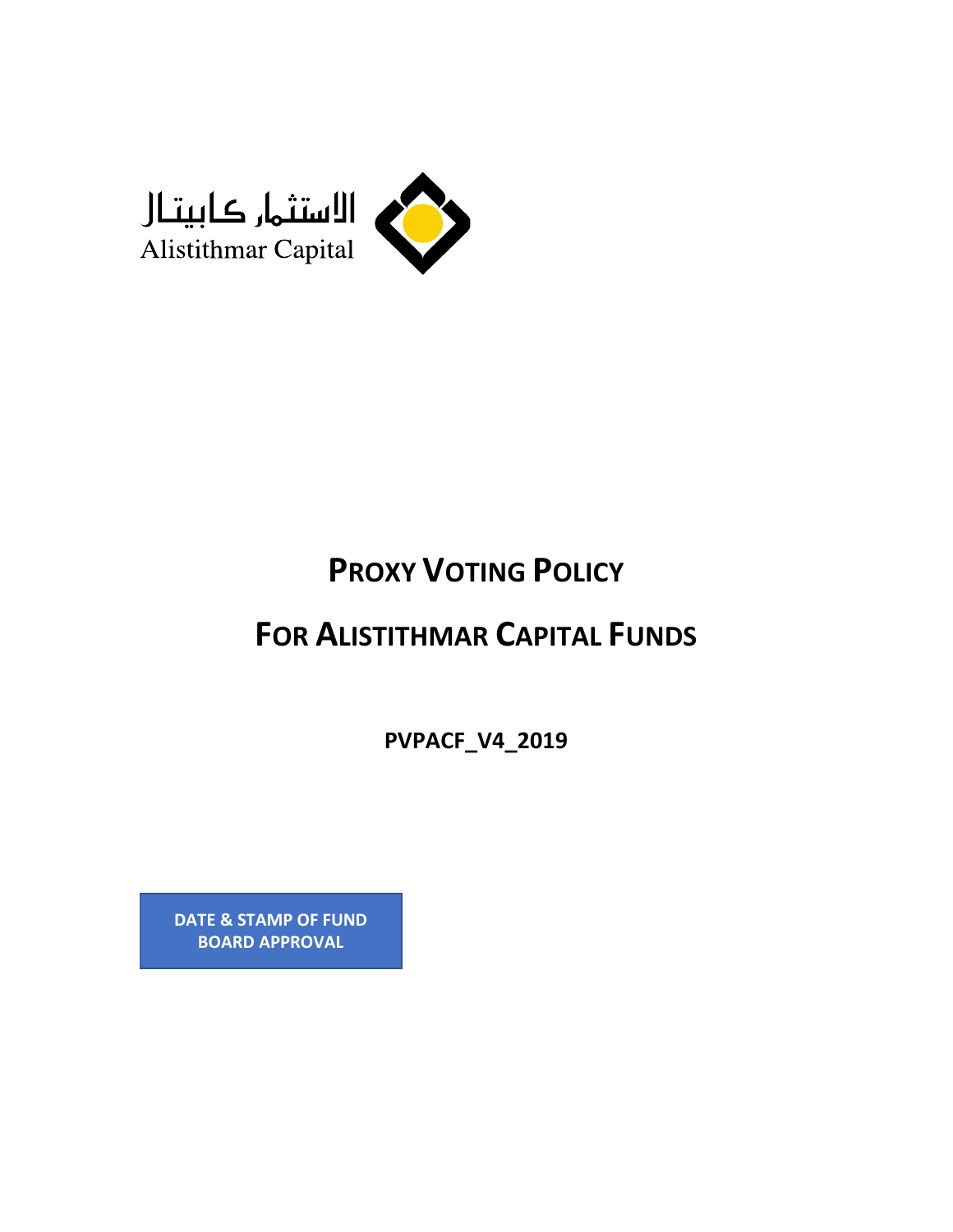الاستثمار كابيتال
Alistithmar Capital

# PROXY VOTING POLICY

# FOR ALISTITHMAR CAPITAL FUNDS

**PVPACF_V4_2019**

**DATE & STAMP OF FUND BOARD APPROVAL**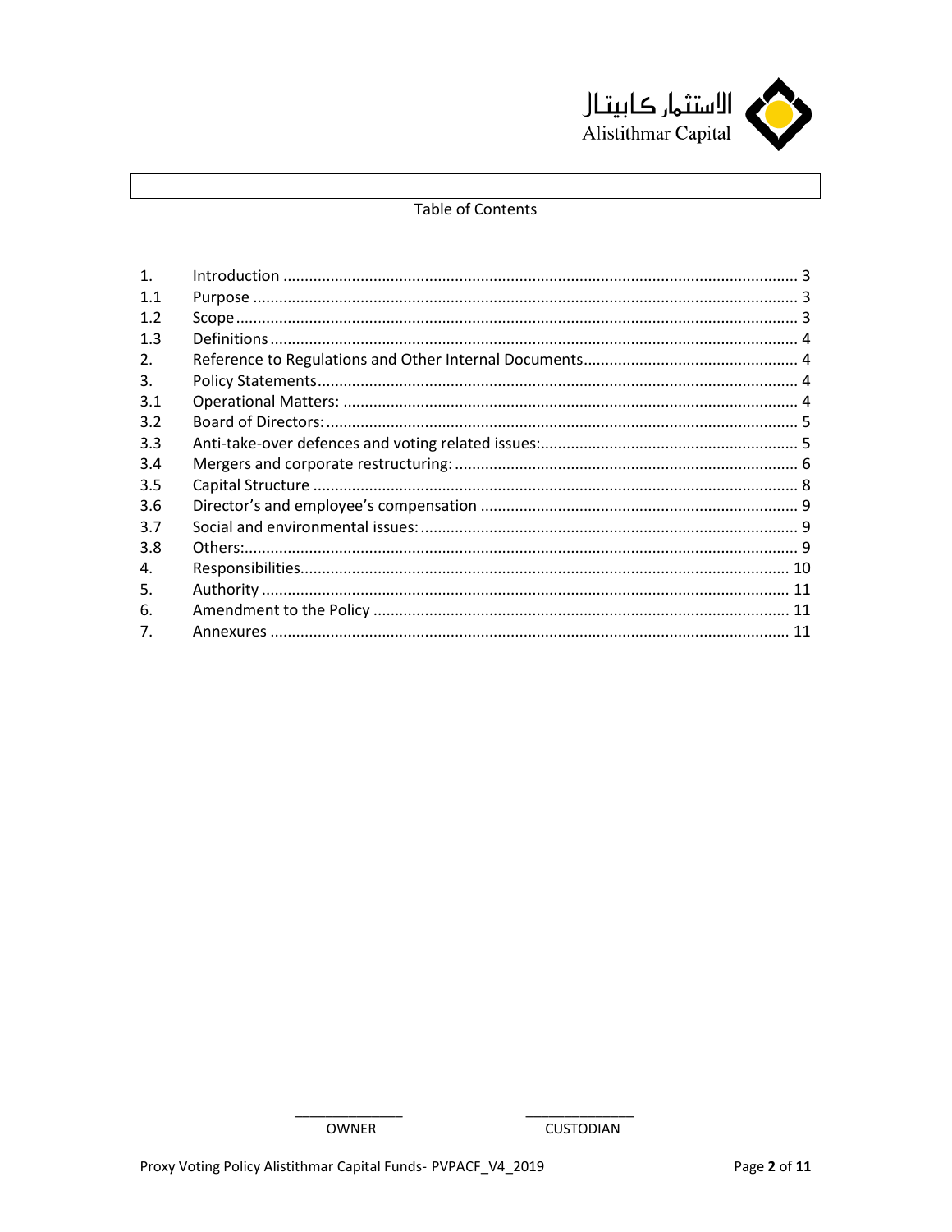Table of Contents

| | | |
|---|---|---|
| 1. | Introduction | 3 |
| 1.1 | Purpose | 3 |
| 1.2 | Scope | 3 |
| 1.3 | Definitions | 4 |
| 2. | Reference to Regulations and Other Internal Documents | 4 |
| 3. | Policy Statements | 4 |
| 3.1 | Operational Matters: | 4 |
| 3.2 | Board of Directors: | 5 |
| 3.3 | Anti-take-over defences and voting related issues: | 5 |
| 3.4 | Mergers and corporate restructuring: | 6 |
| 3.5 | Capital Structure | 8 |
| 3.6 | Director's and employee's compensation | 9 |
| 3.7 | Social and environmental issues: | 9 |
| 3.8 | Others: | 9 |
| 4. | Responsibilities | 10 |
| 5. | Authority | 11 |
| 6. | Amendment to the Policy | 11 |
| 7. | Annexures | 11 |

OWNER

CUSTODIAN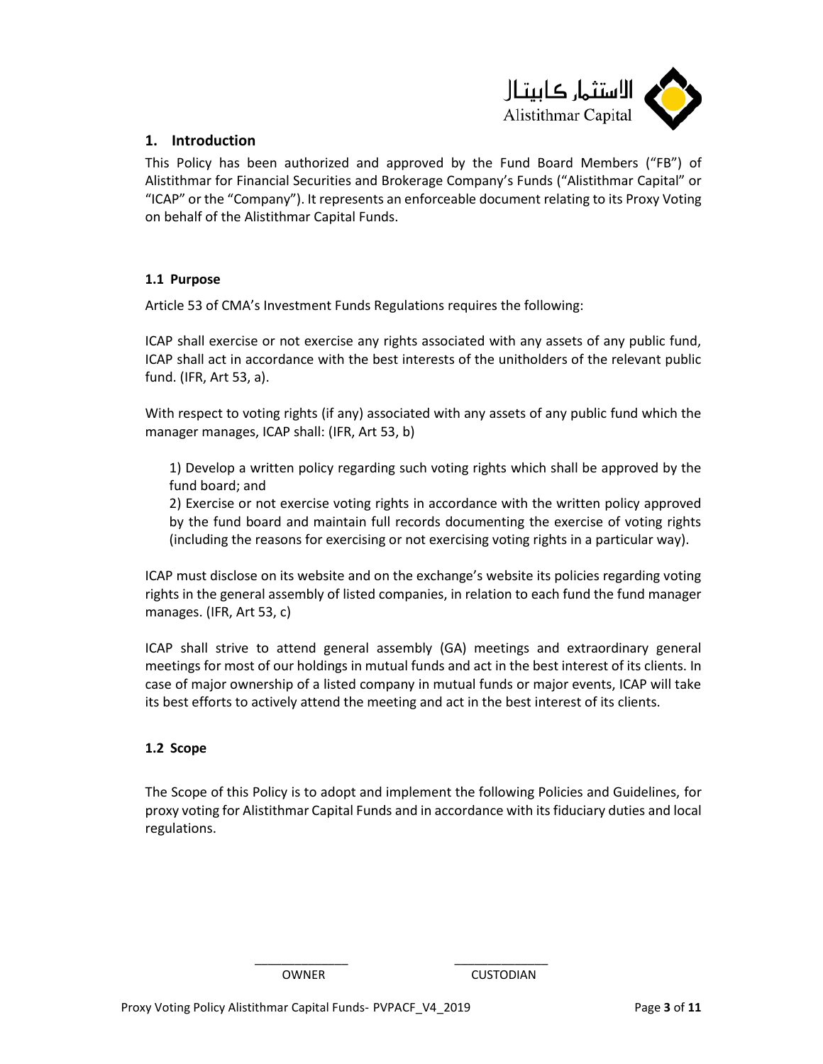## 1. Introduction

This Policy has been authorized and approved by the Fund Board Members ("FB") of Alistithmar for Financial Securities and Brokerage Company's Funds ("Alistithmar Capital" or "ICAP" or the "Company"). It represents an enforceable document relating to its Proxy Voting on behalf of the Alistithmar Capital Funds.

### 1.1 Purpose

Article 53 of CMA's Investment Funds Regulations requires the following:

ICAP shall exercise or not exercise any rights associated with any assets of any public fund, ICAP shall act in accordance with the best interests of the unitholders of the relevant public fund. (IFR, Art 53, a).

With respect to voting rights (if any) associated with any assets of any public fund which the manager manages, ICAP shall: (IFR, Art 53, b)

1) Develop a written policy regarding such voting rights which shall be approved by the fund board; and
2) Exercise or not exercise voting rights in accordance with the written policy approved by the fund board and maintain full records documenting the exercise of voting rights (including the reasons for exercising or not exercising voting rights in a particular way).

ICAP must disclose on its website and on the exchange's website its policies regarding voting rights in the general assembly of listed companies, in relation to each fund the fund manager manages. (IFR, Art 53, c)

ICAP shall strive to attend general assembly (GA) meetings and extraordinary general meetings for most of our holdings in mutual funds and act in the best interest of its clients. In case of major ownership of a listed company in mutual funds or major events, ICAP will take its best efforts to actively attend the meeting and act in the best interest of its clients.

### 1.2 Scope

The Scope of this Policy is to adopt and implement the following Policies and Guidelines, for proxy voting for Alistithmar Capital Funds and in accordance with its fiduciary duties and local regulations.

______________ ______________
OWNER CUSTODIAN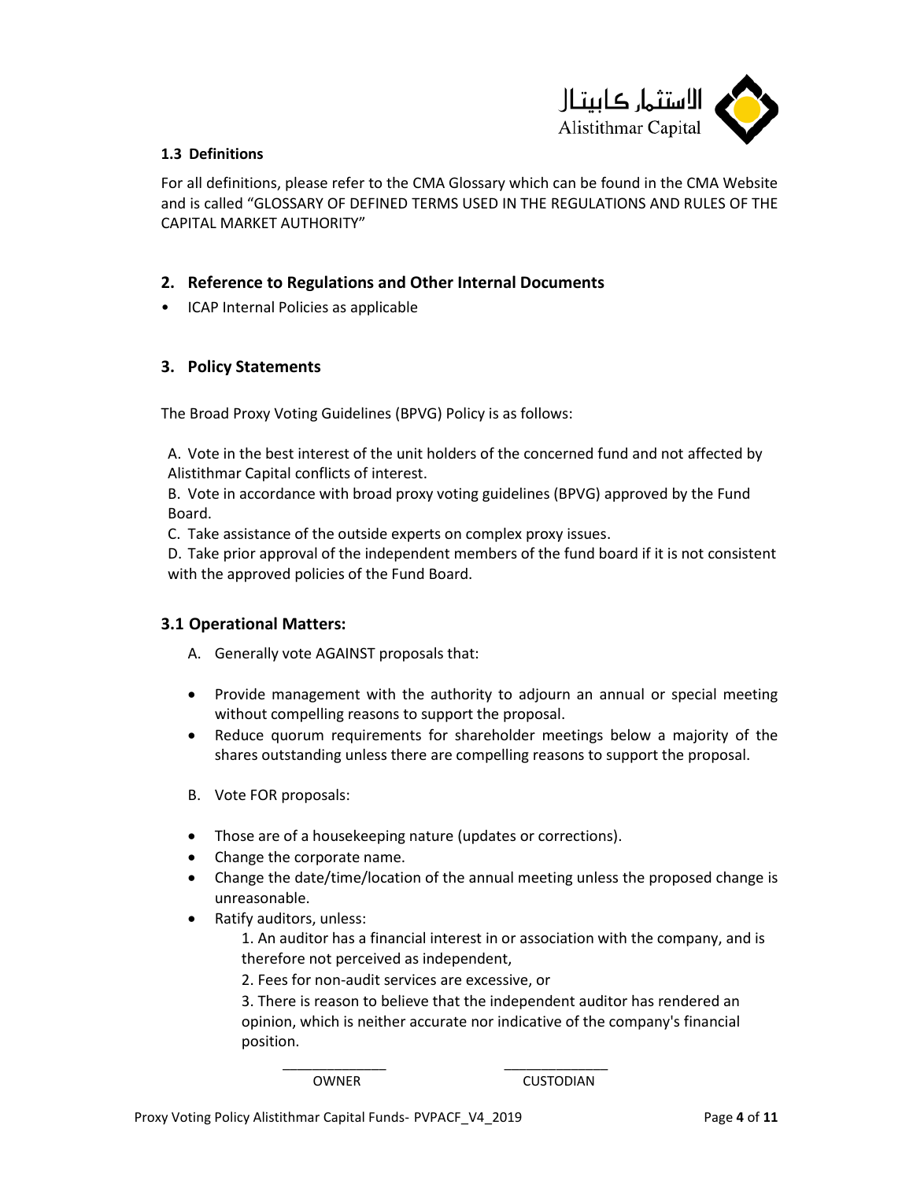### 1.3 Definitions

For all definitions, please refer to the CMA Glossary which can be found in the CMA Website and is called "GLOSSARY OF DEFINED TERMS USED IN THE REGULATIONS AND RULES OF THE CAPITAL MARKET AUTHORITY"

## 2. Reference to Regulations and Other Internal Documents

- ICAP Internal Policies as applicable

## 3. Policy Statements

The Broad Proxy Voting Guidelines (BPVG) Policy is as follows:

A. Vote in the best interest of the unit holders of the concerned fund and not affected by Alistithmar Capital conflicts of interest.
B. Vote in accordance with broad proxy voting guidelines (BPVG) approved by the Fund Board.
C. Take assistance of the outside experts on complex proxy issues.
D. Take prior approval of the independent members of the fund board if it is not consistent with the approved policies of the Fund Board.

### 3.1 Operational Matters:

A. Generally vote AGAINST proposals that:

- Provide management with the authority to adjourn an annual or special meeting without compelling reasons to support the proposal.
- Reduce quorum requirements for shareholder meetings below a majority of the shares outstanding unless there are compelling reasons to support the proposal.

B. Vote FOR proposals:

- Those are of a housekeeping nature (updates or corrections).
- Change the corporate name.
- Change the date/time/location of the annual meeting unless the proposed change is unreasonable.
- Ratify auditors, unless:
  1. An auditor has a financial interest in or association with the company, and is therefore not perceived as independent,
  2. Fees for non-audit services are excessive, or
  3. There is reason to believe that the independent auditor has rendered an opinion, which is neither accurate nor indicative of the company's financial position.

_____________ OWNER          _____________ CUSTODIAN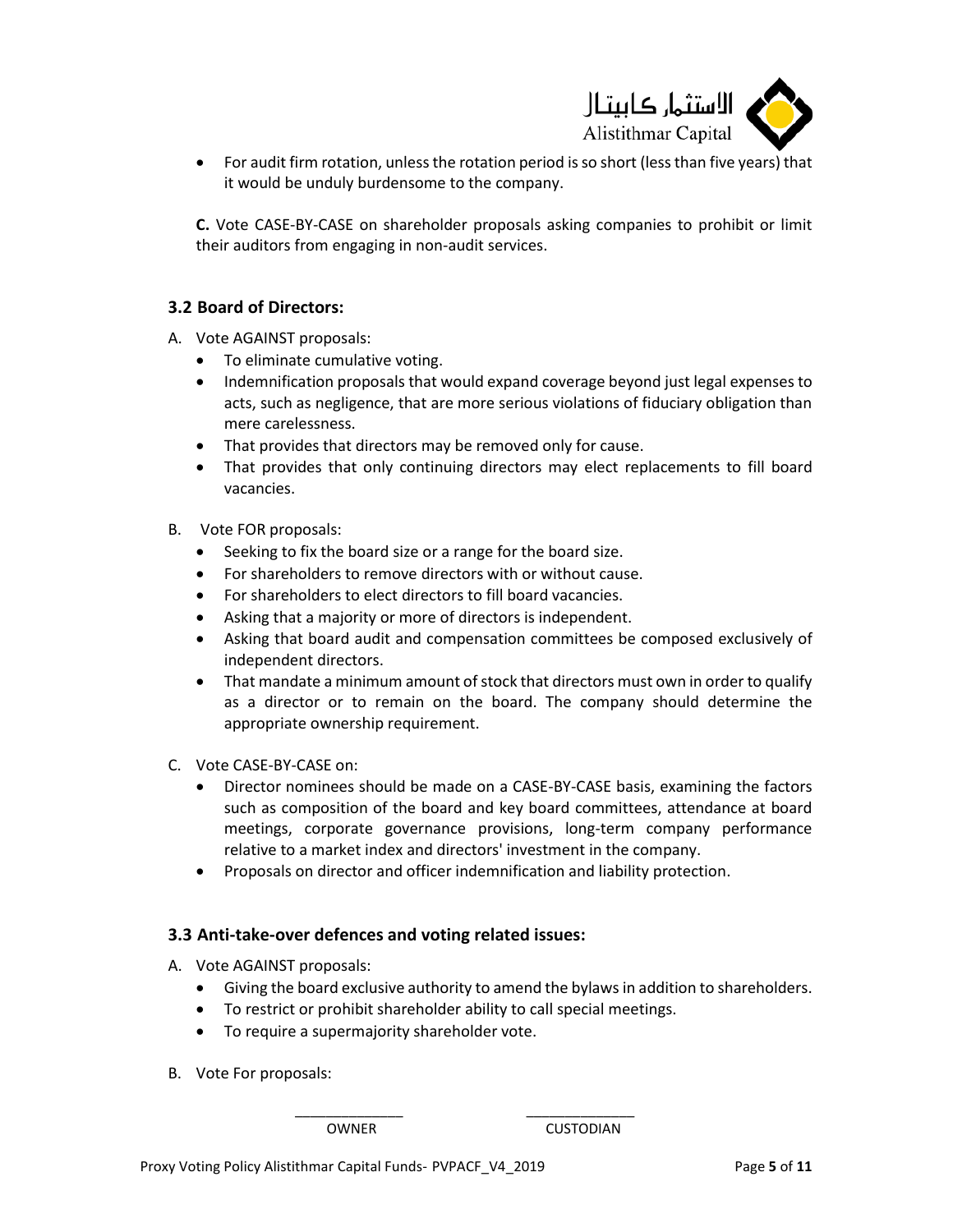- For audit firm rotation, unless the rotation period is so short (less than five years) that it would be unduly burdensome to the company.

**C.** Vote CASE-BY-CASE on shareholder proposals asking companies to prohibit or limit their auditors from engaging in non-audit services.

### 3.2 Board of Directors:

A. Vote AGAINST proposals:
   - To eliminate cumulative voting.
   - Indemnification proposals that would expand coverage beyond just legal expenses to acts, such as negligence, that are more serious violations of fiduciary obligation than mere carelessness.
   - That provides that directors may be removed only for cause.
   - That provides that only continuing directors may elect replacements to fill board vacancies.

B. Vote FOR proposals:
   - Seeking to fix the board size or a range for the board size.
   - For shareholders to remove directors with or without cause.
   - For shareholders to elect directors to fill board vacancies.
   - Asking that a majority or more of directors is independent.
   - Asking that board audit and compensation committees be composed exclusively of independent directors.
   - That mandate a minimum amount of stock that directors must own in order to qualify as a director or to remain on the board. The company should determine the appropriate ownership requirement.

C. Vote CASE-BY-CASE on:
   - Director nominees should be made on a CASE-BY-CASE basis, examining the factors such as composition of the board and key board committees, attendance at board meetings, corporate governance provisions, long-term company performance relative to a market index and directors' investment in the company.
   - Proposals on director and officer indemnification and liability protection.

### 3.3 Anti-take-over defences and voting related issues:

A. Vote AGAINST proposals:
   - Giving the board exclusive authority to amend the bylaws in addition to shareholders.
   - To restrict or prohibit shareholder ability to call special meetings.
   - To require a supermajority shareholder vote.

B. Vote For proposals:

______________ ______________

OWNER CUSTODIAN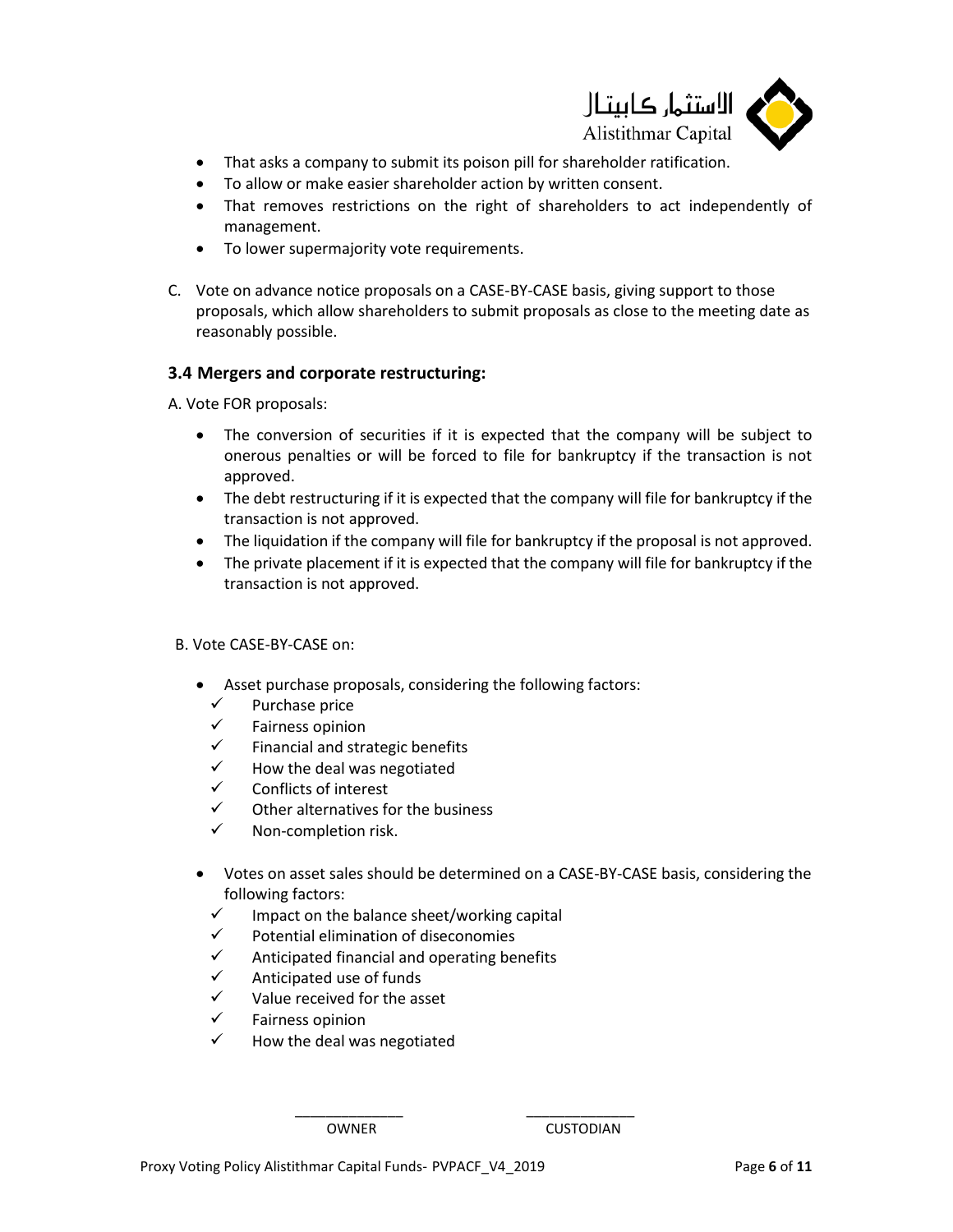- That asks a company to submit its poison pill for shareholder ratification.
- To allow or make easier shareholder action by written consent.
- That removes restrictions on the right of shareholders to act independently of management.
- To lower supermajority vote requirements.

C. Vote on advance notice proposals on a CASE-BY-CASE basis, giving support to those proposals, which allow shareholders to submit proposals as close to the meeting date as reasonably possible.

### 3.4 Mergers and corporate restructuring:

A. Vote FOR proposals:

- The conversion of securities if it is expected that the company will be subject to onerous penalties or will be forced to file for bankruptcy if the transaction is not approved.
- The debt restructuring if it is expected that the company will file for bankruptcy if the transaction is not approved.
- The liquidation if the company will file for bankruptcy if the proposal is not approved.
- The private placement if it is expected that the company will file for bankruptcy if the transaction is not approved.

B. Vote CASE-BY-CASE on:

- Asset purchase proposals, considering the following factors:
  - ✓ Purchase price
  - ✓ Fairness opinion
  - ✓ Financial and strategic benefits
  - ✓ How the deal was negotiated
  - ✓ Conflicts of interest
  - ✓ Other alternatives for the business
  - ✓ Non-completion risk.
- Votes on asset sales should be determined on a CASE-BY-CASE basis, considering the following factors:
  - ✓ Impact on the balance sheet/working capital
  - ✓ Potential elimination of diseconomies
  - ✓ Anticipated financial and operating benefits
  - ✓ Anticipated use of funds
  - ✓ Value received for the asset
  - ✓ Fairness opinion
  - ✓ How the deal was negotiated

_____________ _____________
OWNER CUSTODIAN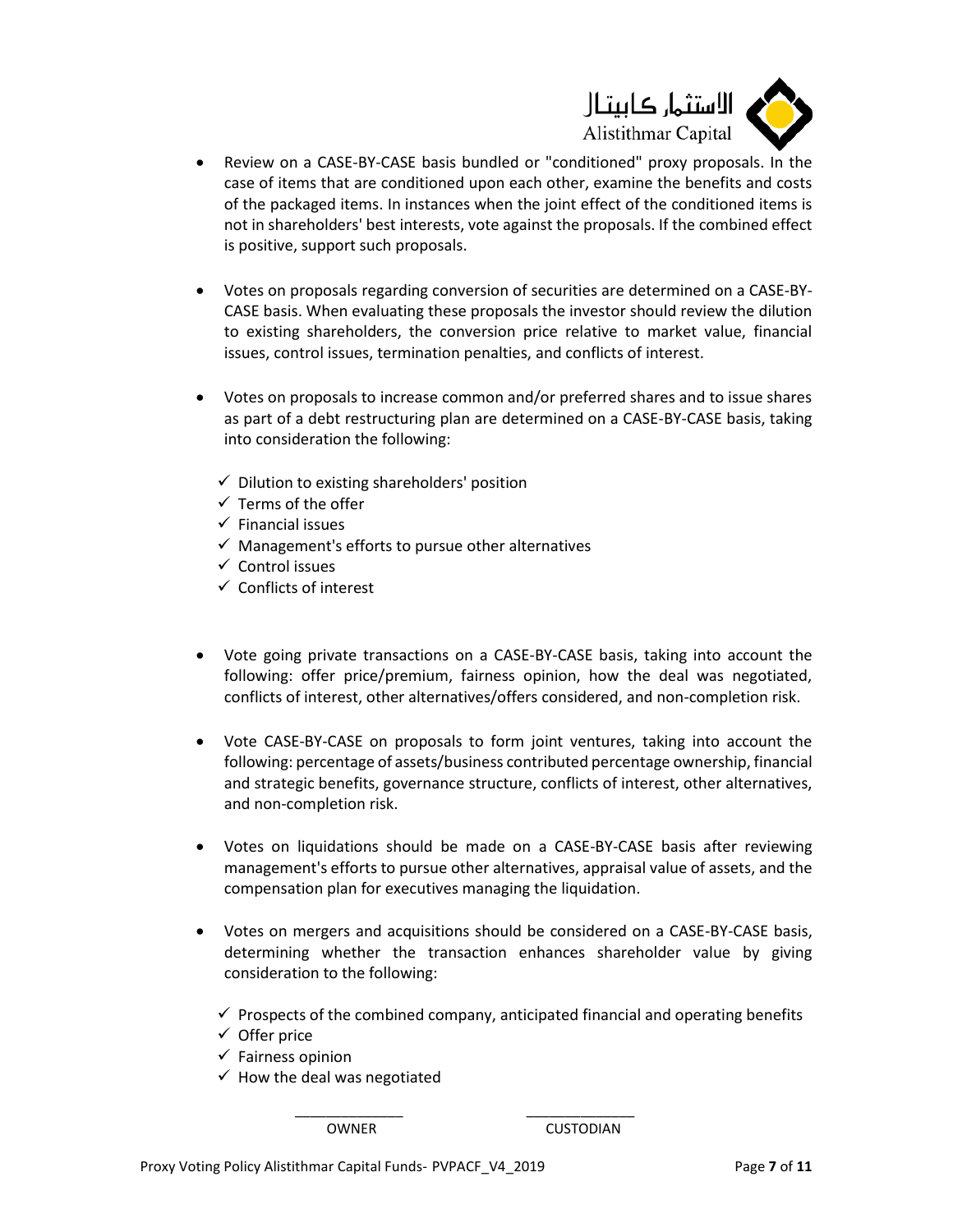- Review on a CASE-BY-CASE basis bundled or "conditioned" proxy proposals. In the case of items that are conditioned upon each other, examine the benefits and costs of the packaged items. In instances when the joint effect of the conditioned items is not in shareholders' best interests, vote against the proposals. If the combined effect is positive, support such proposals.

- Votes on proposals regarding conversion of securities are determined on a CASE-BY-CASE basis. When evaluating these proposals the investor should review the dilution to existing shareholders, the conversion price relative to market value, financial issues, control issues, termination penalties, and conflicts of interest.

- Votes on proposals to increase common and/or preferred shares and to issue shares as part of a debt restructuring plan are determined on a CASE-BY-CASE basis, taking into consideration the following:

  - ✓ Dilution to existing shareholders' position
  - ✓ Terms of the offer
  - ✓ Financial issues
  - ✓ Management's efforts to pursue other alternatives
  - ✓ Control issues
  - ✓ Conflicts of interest

- Vote going private transactions on a CASE-BY-CASE basis, taking into account the following: offer price/premium, fairness opinion, how the deal was negotiated, conflicts of interest, other alternatives/offers considered, and non-completion risk.

- Vote CASE-BY-CASE on proposals to form joint ventures, taking into account the following: percentage of assets/business contributed percentage ownership, financial and strategic benefits, governance structure, conflicts of interest, other alternatives, and non-completion risk.

- Votes on liquidations should be made on a CASE-BY-CASE basis after reviewing management's efforts to pursue other alternatives, appraisal value of assets, and the compensation plan for executives managing the liquidation.

- Votes on mergers and acquisitions should be considered on a CASE-BY-CASE basis, determining whether the transaction enhances shareholder value by giving consideration to the following:

  - ✓ Prospects of the combined company, anticipated financial and operating benefits
  - ✓ Offer price
  - ✓ Fairness opinion
  - ✓ How the deal was negotiated

_____________ _____________
OWNER CUSTODIAN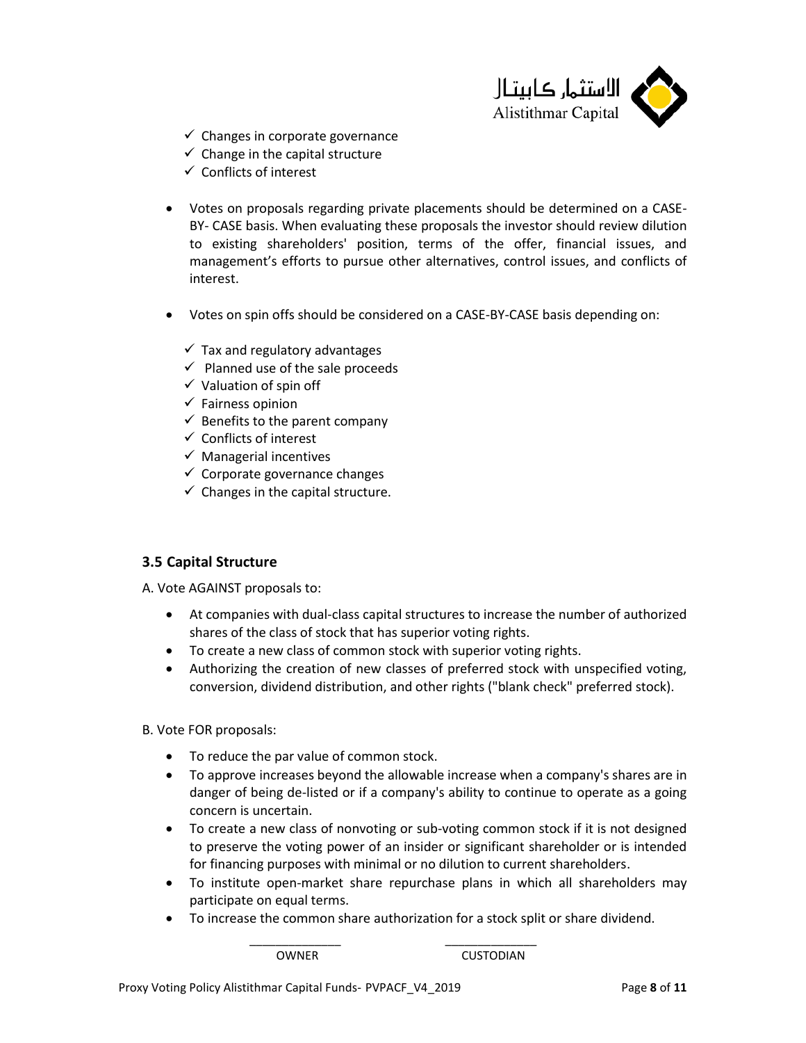- ✓ Changes in corporate governance
- ✓ Change in the capital structure
- ✓ Conflicts of interest

- Votes on proposals regarding private placements should be determined on a CASE- BY- CASE basis. When evaluating these proposals the investor should review dilution to existing shareholders' position, terms of the offer, financial issues, and management's efforts to pursue other alternatives, control issues, and conflicts of interest.

- Votes on spin offs should be considered on a CASE-BY-CASE basis depending on:

  - ✓ Tax and regulatory advantages
  - ✓ Planned use of the sale proceeds
  - ✓ Valuation of spin off
  - ✓ Fairness opinion
  - ✓ Benefits to the parent company
  - ✓ Conflicts of interest
  - ✓ Managerial incentives
  - ✓ Corporate governance changes
  - ✓ Changes in the capital structure.

### 3.5 Capital Structure

A. Vote AGAINST proposals to:

- At companies with dual-class capital structures to increase the number of authorized shares of the class of stock that has superior voting rights.
- To create a new class of common stock with superior voting rights.
- Authorizing the creation of new classes of preferred stock with unspecified voting, conversion, dividend distribution, and other rights ("blank check" preferred stock).

B. Vote FOR proposals:

- To reduce the par value of common stock.
- To approve increases beyond the allowable increase when a company's shares are in danger of being de-listed or if a company's ability to continue to operate as a going concern is uncertain.
- To create a new class of nonvoting or sub-voting common stock if it is not designed to preserve the voting power of an insider or significant shareholder or is intended for financing purposes with minimal or no dilution to current shareholders.
- To institute open-market share repurchase plans in which all shareholders may participate on equal terms.
- To increase the common share authorization for a stock split or share dividend.

_____________ OWNER &nbsp;&nbsp;&nbsp;&nbsp; _____________ CUSTODIAN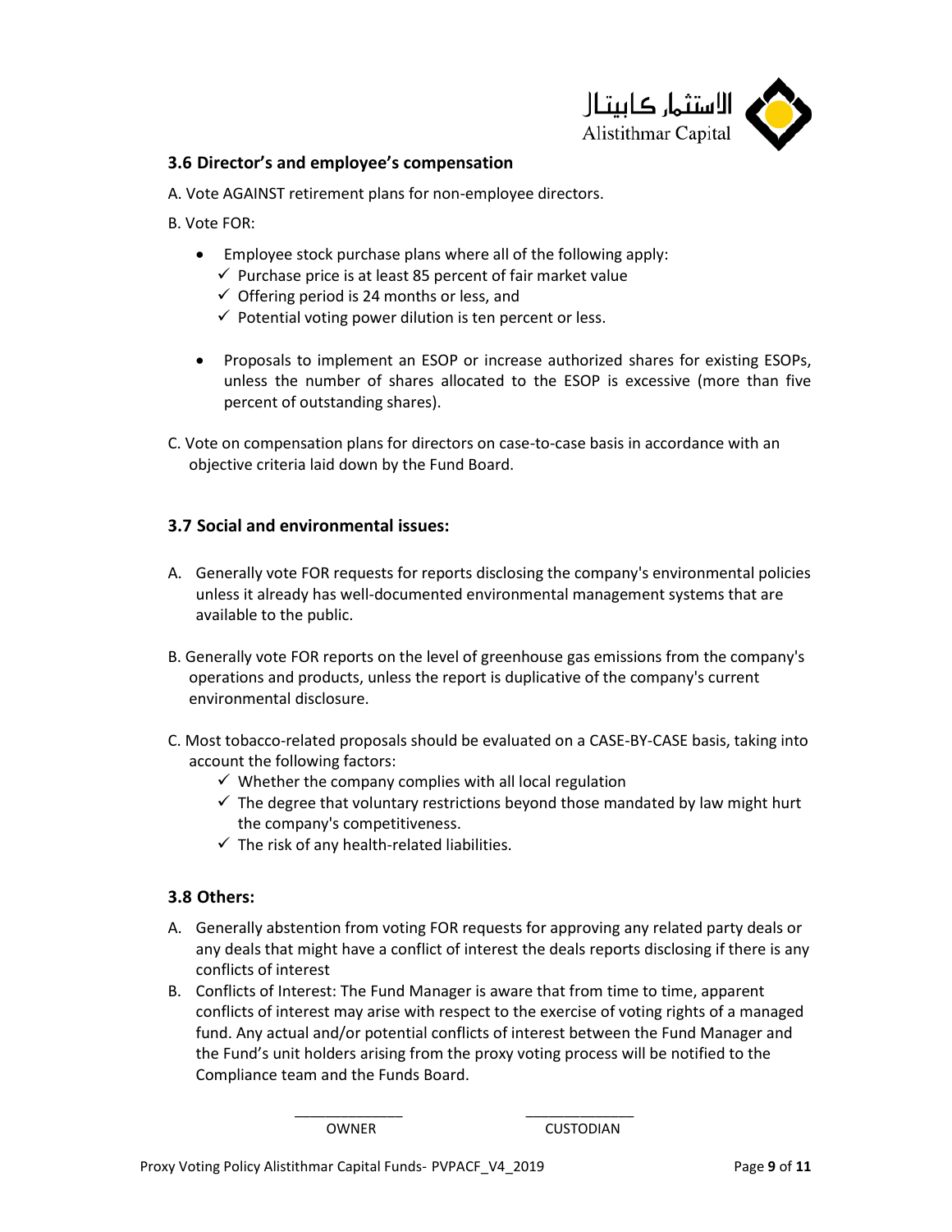### 3.6 Director's and employee's compensation

A. Vote AGAINST retirement plans for non-employee directors.

B. Vote FOR:

- Employee stock purchase plans where all of the following apply:
  - ✓ Purchase price is at least 85 percent of fair market value
  - ✓ Offering period is 24 months or less, and
  - ✓ Potential voting power dilution is ten percent or less.

- Proposals to implement an ESOP or increase authorized shares for existing ESOPs, unless the number of shares allocated to the ESOP is excessive (more than five percent of outstanding shares).

C. Vote on compensation plans for directors on case-to-case basis in accordance with an objective criteria laid down by the Fund Board.

### 3.7 Social and environmental issues:

A. Generally vote FOR requests for reports disclosing the company's environmental policies unless it already has well-documented environmental management systems that are available to the public.

B. Generally vote FOR reports on the level of greenhouse gas emissions from the company's operations and products, unless the report is duplicative of the company's current environmental disclosure.

C. Most tobacco-related proposals should be evaluated on a CASE-BY-CASE basis, taking into account the following factors:
  - ✓ Whether the company complies with all local regulation
  - ✓ The degree that voluntary restrictions beyond those mandated by law might hurt the company's competitiveness.
  - ✓ The risk of any health-related liabilities.

### 3.8 Others:

A. Generally abstention from voting FOR requests for approving any related party deals or any deals that might have a conflict of interest the deals reports disclosing if there is any conflicts of interest

B. Conflicts of Interest: The Fund Manager is aware that from time to time, apparent conflicts of interest may arise with respect to the exercise of voting rights of a managed fund. Any actual and/or potential conflicts of interest between the Fund Manager and the Fund's unit holders arising from the proxy voting process will be notified to the Compliance team and the Funds Board.

\_\_\_\_\_\_\_\_\_\_\_\_\_\_ OWNER &nbsp;&nbsp;&nbsp;&nbsp; \_\_\_\_\_\_\_\_\_\_\_\_\_\_ CUSTODIAN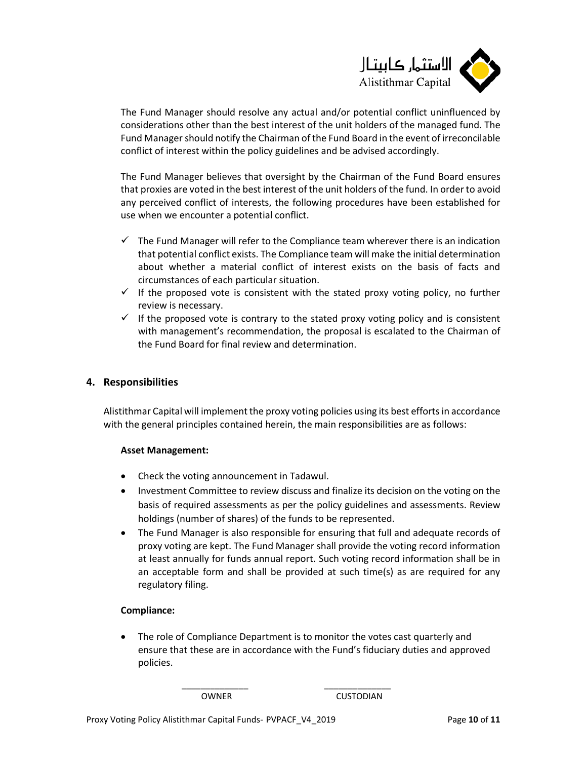The Fund Manager should resolve any actual and/or potential conflict uninfluenced by considerations other than the best interest of the unit holders of the managed fund. The Fund Manager should notify the Chairman of the Fund Board in the event of irreconcilable conflict of interest within the policy guidelines and be advised accordingly.

The Fund Manager believes that oversight by the Chairman of the Fund Board ensures that proxies are voted in the best interest of the unit holders of the fund. In order to avoid any perceived conflict of interests, the following procedures have been established for use when we encounter a potential conflict.

- ✓ The Fund Manager will refer to the Compliance team wherever there is an indication that potential conflict exists. The Compliance team will make the initial determination about whether a material conflict of interest exists on the basis of facts and circumstances of each particular situation.
- ✓ If the proposed vote is consistent with the stated proxy voting policy, no further review is necessary.
- ✓ If the proposed vote is contrary to the stated proxy voting policy and is consistent with management's recommendation, the proposal is escalated to the Chairman of the Fund Board for final review and determination.

## 4. Responsibilities

Alistithmar Capital will implement the proxy voting policies using its best efforts in accordance with the general principles contained herein, the main responsibilities are as follows:

**Asset Management:**

- Check the voting announcement in Tadawul.
- Investment Committee to review discuss and finalize its decision on the voting on the basis of required assessments as per the policy guidelines and assessments. Review holdings (number of shares) of the funds to be represented.
- The Fund Manager is also responsible for ensuring that full and adequate records of proxy voting are kept. The Fund Manager shall provide the voting record information at least annually for funds annual report. Such voting record information shall be in an acceptable form and shall be provided at such time(s) as are required for any regulatory filing.

**Compliance:**

- The role of Compliance Department is to monitor the votes cast quarterly and ensure that these are in accordance with the Fund's fiduciary duties and approved policies.

______________ ______________

OWNER CUSTODIAN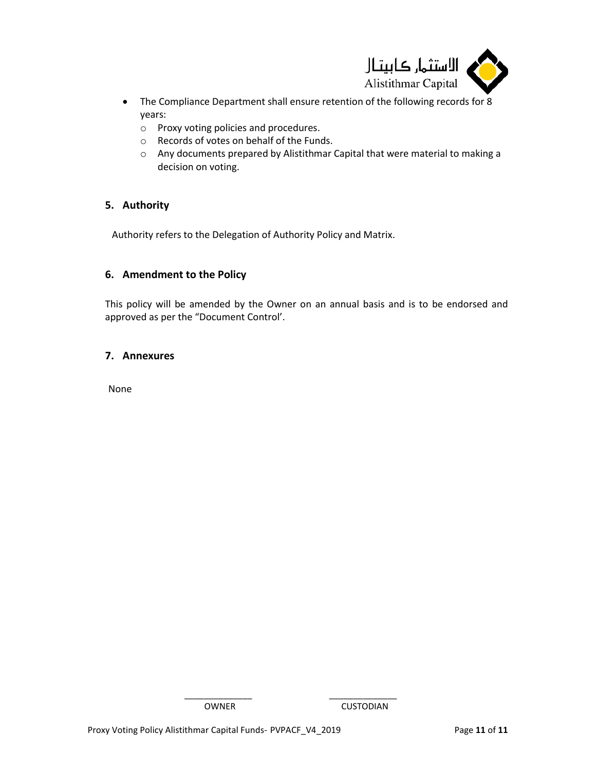- The Compliance Department shall ensure retention of the following records for 8 years:
  - Proxy voting policies and procedures.
  - Records of votes on behalf of the Funds.
  - Any documents prepared by Alistithmar Capital that were material to making a decision on voting.

## 5. Authority

Authority refers to the Delegation of Authority Policy and Matrix.

## 6. Amendment to the Policy

This policy will be amended by the Owner on an annual basis and is to be endorsed and approved as per the "Document Control'.

## 7. Annexures

None

______________ ______________

OWNER CUSTODIAN